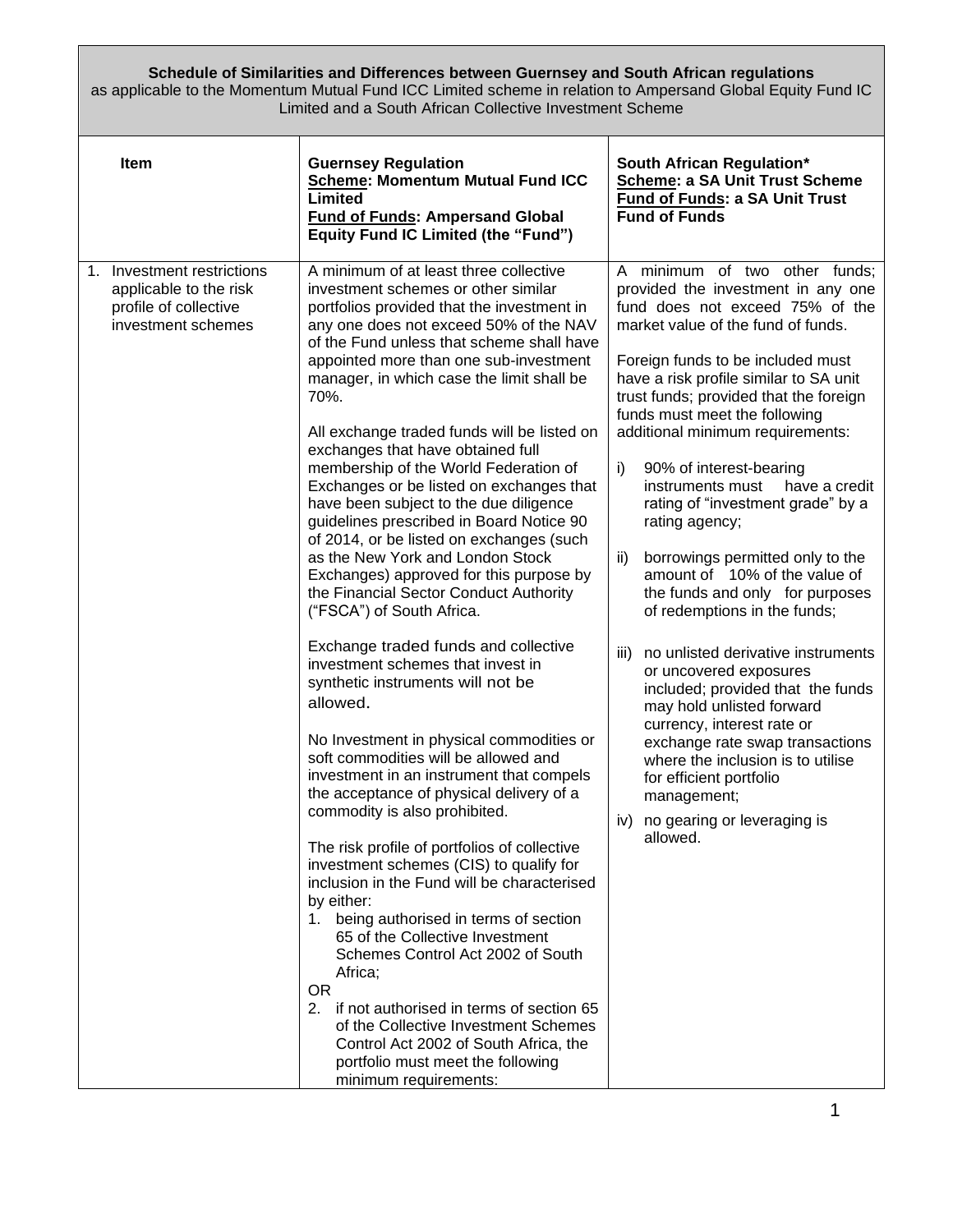**Schedule of Similarities and Differences between Guernsey and South African regulations**
as applicable to the Momentum Mutual Fund ICC Limited scheme in relation to Ampersand Global Equity Fund IC Limited and a South African Collective Investment Scheme

| Item | **Guernsey Regulation** <br> **<u>Scheme</u>: Momentum Mutual Fund ICC Limited** <br> **<u>Fund of Funds</u>: Ampersand Global Equity Fund IC Limited (the "Fund")** | **South African Regulation*** <br> **<u>Scheme</u>: a SA Unit Trust Scheme** <br> **<u>Fund of Funds</u>: a SA Unit Trust Fund of Funds** |
|---|---|---|
| 1. Investment restrictions applicable to the risk profile of collective investment schemes | A minimum of at least three collective investment schemes or other similar portfolios provided that the investment in any one does not exceed 50% of the NAV of the Fund unless that scheme shall have appointed more than one sub-investment manager, in which case the limit shall be 70%. <br><br> All exchange traded funds will be listed on exchanges that have obtained full membership of the World Federation of Exchanges or be listed on exchanges that have been subject to the due diligence guidelines prescribed in Board Notice 90 of 2014, or be listed on exchanges (such as the New York and London Stock Exchanges) approved for this purpose by the Financial Sector Conduct Authority ("FSCA") of South Africa. <br><br> Exchange traded funds and collective investment schemes that invest in synthetic instruments will not be allowed. <br><br> No Investment in physical commodities or soft commodities will be allowed and investment in an instrument that compels the acceptance of physical delivery of a commodity is also prohibited. <br><br> The risk profile of portfolios of collective investment schemes (CIS) to qualify for inclusion in the Fund will be characterised by either: <br> 1. being authorised in terms of section 65 of the Collective Investment Schemes Control Act 2002 of South Africa; <br> OR <br> 2. if not authorised in terms of section 65 of the Collective Investment Schemes Control Act 2002 of South Africa, the portfolio must meet the following minimum requirements: | A minimum of two other funds; provided the investment in any one fund does not exceed 75% of the market value of the fund of funds. <br><br> Foreign funds to be included must have a risk profile similar to SA unit trust funds; provided that the foreign funds must meet the following additional minimum requirements: <br><br> i) 90% of interest-bearing instruments must have a credit rating of "investment grade" by a rating agency; <br><br> ii) borrowings permitted only to the amount of 10% of the value of the funds and only for purposes of redemptions in the funds; <br><br> iii) no unlisted derivative instruments or uncovered exposures included; provided that the funds may hold unlisted forward currency, interest rate or exchange rate swap transactions where the inclusion is to utilise for efficient portfolio management; <br><br> iv) no gearing or leveraging is allowed. |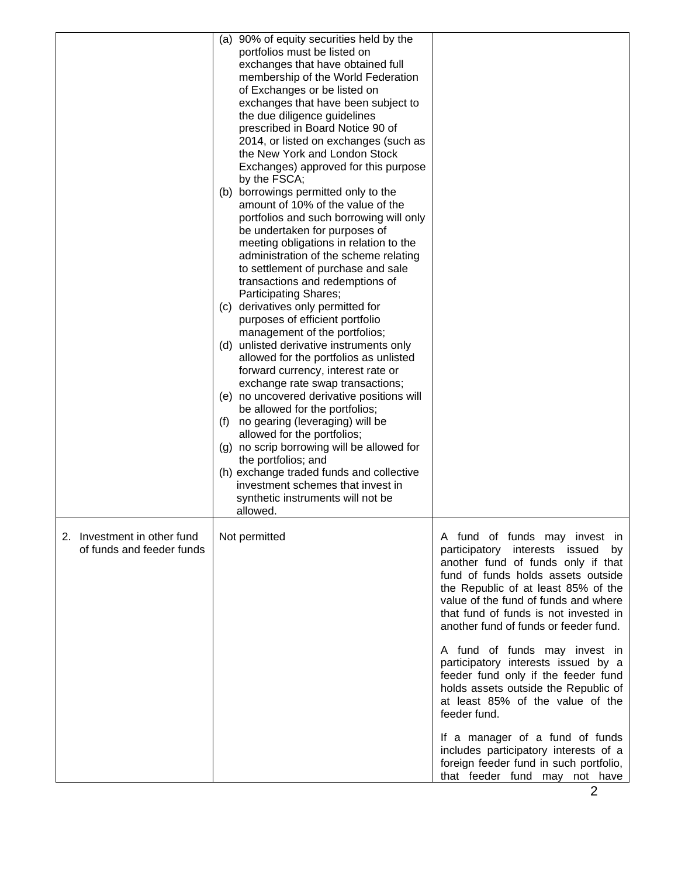| | | |
|---|---|---|
| | (a) 90% of equity securities held by the portfolios must be listed on exchanges that have obtained full membership of the World Federation of Exchanges or be listed on exchanges that have been subject to the due diligence guidelines prescribed in Board Notice 90 of 2014, or listed on exchanges (such as the New York and London Stock Exchanges) approved for this purpose by the FSCA;<br>(b) borrowings permitted only to the amount of 10% of the value of the portfolios and such borrowing will only be undertaken for purposes of meeting obligations in relation to the administration of the scheme relating to settlement of purchase and sale transactions and redemptions of Participating Shares;<br>(c) derivatives only permitted for purposes of efficient portfolio management of the portfolios;<br>(d) unlisted derivative instruments only allowed for the portfolios as unlisted forward currency, interest rate or exchange rate swap transactions;<br>(e) no uncovered derivative positions will be allowed for the portfolios;<br>(f) no gearing (leveraging) will be allowed for the portfolios;<br>(g) no scrip borrowing will be allowed for the portfolios; and<br>(h) exchange traded funds and collective investment schemes that invest in synthetic instruments will not be allowed. | |
| 2. Investment in other fund of funds and feeder funds | Not permitted | A fund of funds may invest in participatory interests issued by another fund of funds only if that fund of funds holds assets outside the Republic of at least 85% of the value of the fund of funds and where that fund of funds is not invested in another fund of funds or feeder fund.<br><br>A fund of funds may invest in participatory interests issued by a feeder fund only if the feeder fund holds assets outside the Republic of at least 85% of the value of the feeder fund.<br><br>If a manager of a fund of funds includes participatory interests of a foreign feeder fund in such portfolio, that feeder fund may not have |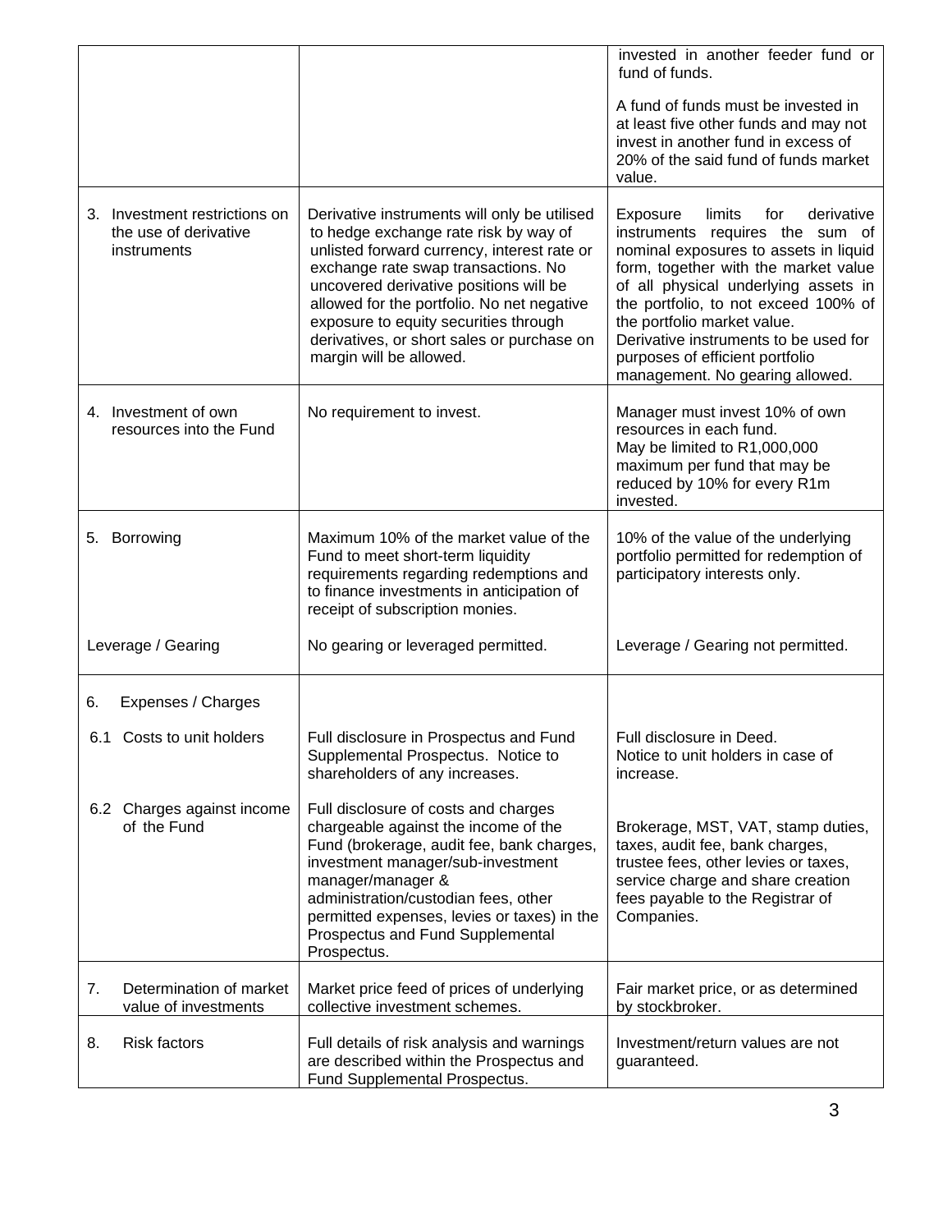| | | |
|---|---|---|
| | | invested in another feeder fund or fund of funds.<br><br>A fund of funds must be invested in at least five other funds and may not invest in another fund in excess of 20% of the said fund of funds market value. |
| 3. Investment restrictions on the use of derivative instruments | Derivative instruments will only be utilised to hedge exchange rate risk by way of unlisted forward currency, interest rate or exchange rate swap transactions. No uncovered derivative positions will be allowed for the portfolio. No net negative exposure to equity securities through derivatives, or short sales or purchase on margin will be allowed. | Exposure limits for derivative instruments requires the sum of nominal exposures to assets in liquid form, together with the market value of all physical underlying assets in the portfolio, to not exceed 100% of the portfolio market value.<br>Derivative instruments to be used for purposes of efficient portfolio management. No gearing allowed. |
| 4. Investment of own resources into the Fund | No requirement to invest. | Manager must invest 10% of own resources in each fund.<br>May be limited to R1,000,000 maximum per fund that may be reduced by 10% for every R1m invested. |
| 5. Borrowing<br><br>Leverage / Gearing | Maximum 10% of the market value of the Fund to meet short-term liquidity requirements regarding redemptions and to finance investments in anticipation of receipt of subscription monies.<br><br>No gearing or leveraged permitted. | 10% of the value of the underlying portfolio permitted for redemption of participatory interests only.<br><br>Leverage / Gearing not permitted. |
| 6. Expenses / Charges<br><br>6.1 Costs to unit holders<br><br>6.2 Charges against income of the Fund | <br><br>Full disclosure in Prospectus and Fund Supplemental Prospectus. Notice to shareholders of any increases.<br><br>Full disclosure of costs and charges chargeable against the income of the Fund (brokerage, audit fee, bank charges, investment manager/sub-investment manager/manager & administration/custodian fees, other permitted expenses, levies or taxes) in the Prospectus and Fund Supplemental Prospectus. | <br><br>Full disclosure in Deed.<br>Notice to unit holders in case of increase.<br><br>Brokerage, MST, VAT, stamp duties, taxes, audit fee, bank charges, trustee fees, other levies or taxes, service charge and share creation fees payable to the Registrar of Companies. |
| 7. Determination of market value of investments | Market price feed of prices of underlying collective investment schemes. | Fair market price, or as determined by stockbroker. |
| 8. Risk factors | Full details of risk analysis and warnings are described within the Prospectus and Fund Supplemental Prospectus. | Investment/return values are not guaranteed. |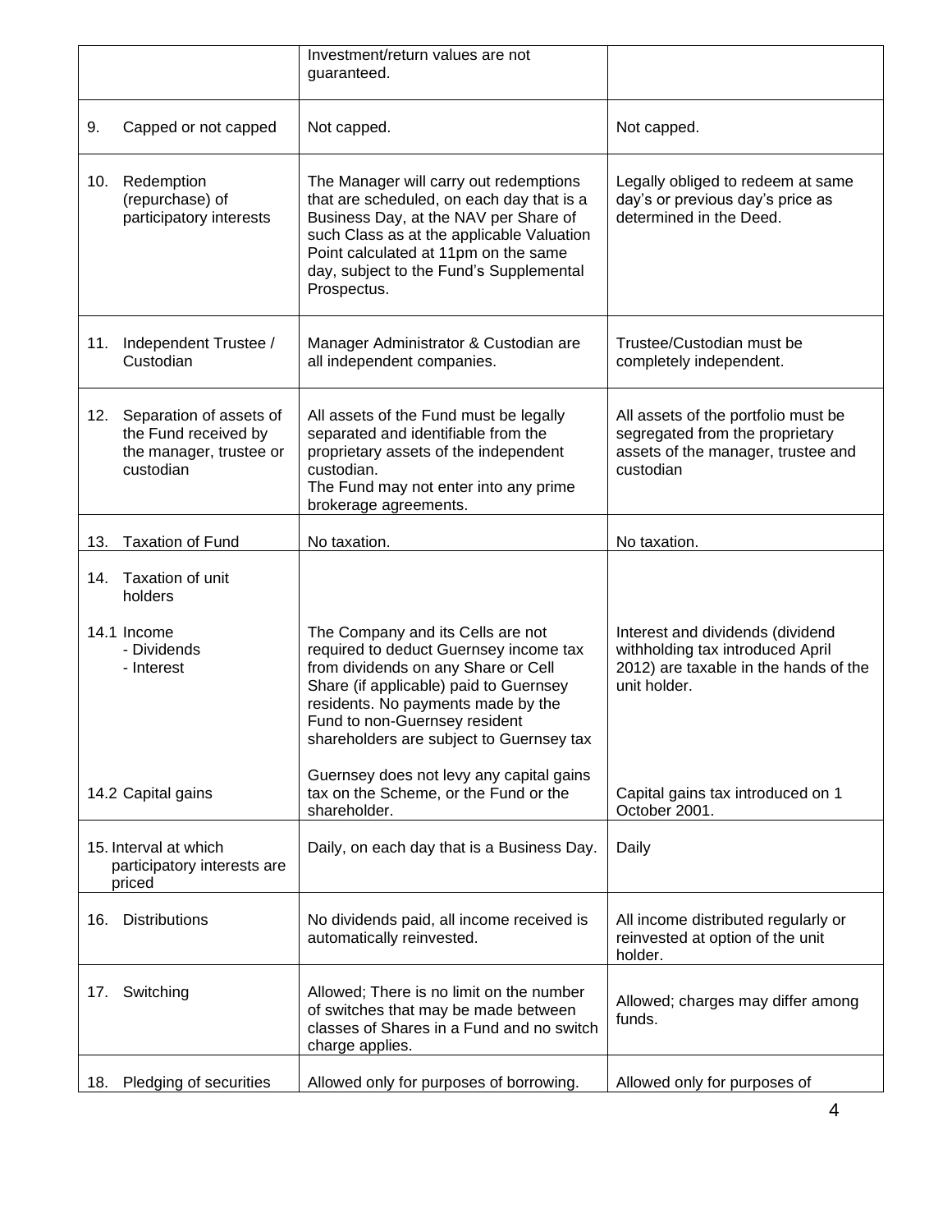| | | |
|---|---|---|
| | Investment/return values are not guaranteed. | |
| 9. Capped or not capped | Not capped. | Not capped. |
| 10. Redemption (repurchase) of participatory interests | The Manager will carry out redemptions that are scheduled, on each day that is a Business Day, at the NAV per Share of such Class as at the applicable Valuation Point calculated at 11pm on the same day, subject to the Fund's Supplemental Prospectus. | Legally obliged to redeem at same day's or previous day's price as determined in the Deed. |
| 11. Independent Trustee / Custodian | Manager Administrator & Custodian are all independent companies. | Trustee/Custodian must be completely independent. |
| 12. Separation of assets of the Fund received by the manager, trustee or custodian | All assets of the Fund must be legally separated and identifiable from the proprietary assets of the independent custodian.<br>The Fund may not enter into any prime brokerage agreements. | All assets of the portfolio must be segregated from the proprietary assets of the manager, trustee and custodian |
| 13. Taxation of Fund | No taxation. | No taxation. |
| 14. Taxation of unit holders<br><br>14.1 Income<br>- Dividends<br>- Interest | The Company and its Cells are not required to deduct Guernsey income tax from dividends on any Share or Cell Share (if applicable) paid to Guernsey residents. No payments made by the Fund to non-Guernsey resident shareholders are subject to Guernsey tax | Interest and dividends (dividend withholding tax introduced April 2012) are taxable in the hands of the unit holder. |
| 14.2 Capital gains | Guernsey does not levy any capital gains tax on the Scheme, or the Fund or the shareholder. | Capital gains tax introduced on 1 October 2001. |
| 15. Interval at which participatory interests are priced | Daily, on each day that is a Business Day. | Daily |
| 16. Distributions | No dividends paid, all income received is automatically reinvested. | All income distributed regularly or reinvested at option of the unit holder. |
| 17. Switching | Allowed; There is no limit on the number of switches that may be made between classes of Shares in a Fund and no switch charge applies. | Allowed; charges may differ among funds. |
| 18. Pledging of securities | Allowed only for purposes of borrowing. | Allowed only for purposes of |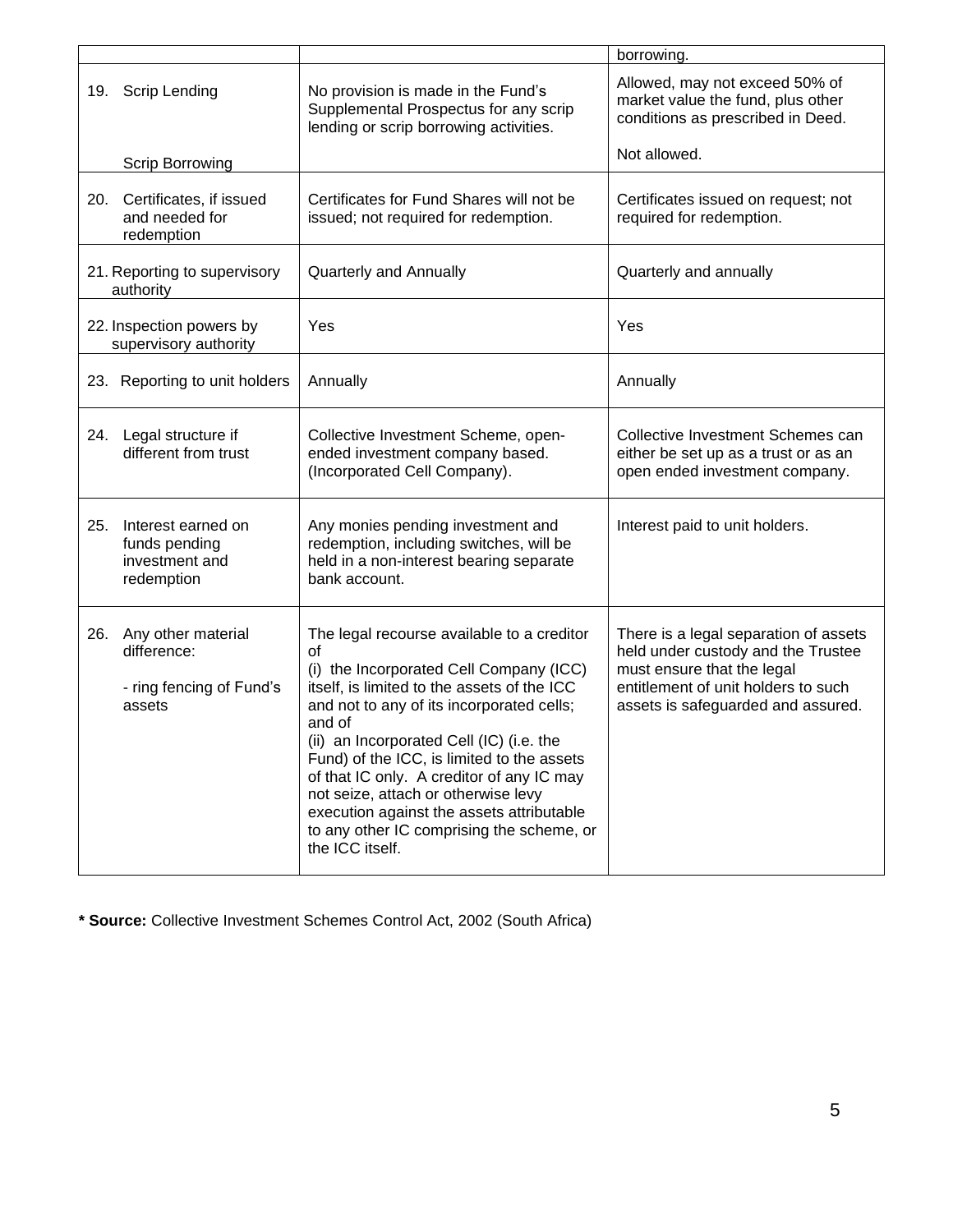| | | |
|---|---|---|
| | | borrowing. |
| 19. Scrip Lending<br><br>Scrip Borrowing | No provision is made in the Fund's Supplemental Prospectus for any scrip lending or scrip borrowing activities. | Allowed, may not exceed 50% of market value the fund, plus other conditions as prescribed in Deed.<br><br>Not allowed. |
| 20. Certificates, if issued and needed for redemption | Certificates for Fund Shares will not be issued; not required for redemption. | Certificates issued on request; not required for redemption. |
| 21. Reporting to supervisory authority | Quarterly and Annually | Quarterly and annually |
| 22. Inspection powers by supervisory authority | Yes | Yes |
| 23. Reporting to unit holders | Annually | Annually |
| 24. Legal structure if different from trust | Collective Investment Scheme, open-ended investment company based. (Incorporated Cell Company). | Collective Investment Schemes can either be set up as a trust or as an open ended investment company. |
| 25. Interest earned on funds pending investment and redemption | Any monies pending investment and redemption, including switches, will be held in a non-interest bearing separate bank account. | Interest paid to unit holders. |
| 26. Any other material difference:<br><br>- ring fencing of Fund's assets | The legal recourse available to a creditor of<br>(i) the Incorporated Cell Company (ICC) itself, is limited to the assets of the ICC and not to any of its incorporated cells; and of<br>(ii) an Incorporated Cell (IC) (i.e. the Fund) of the ICC, is limited to the assets of that IC only. A creditor of any IC may not seize, attach or otherwise levy execution against the assets attributable to any other IC comprising the scheme, or the ICC itself. | There is a legal separation of assets held under custody and the Trustee must ensure that the legal entitlement of unit holders to such assets is safeguarded and assured. |

**\* Source:** Collective Investment Schemes Control Act, 2002 (South Africa)